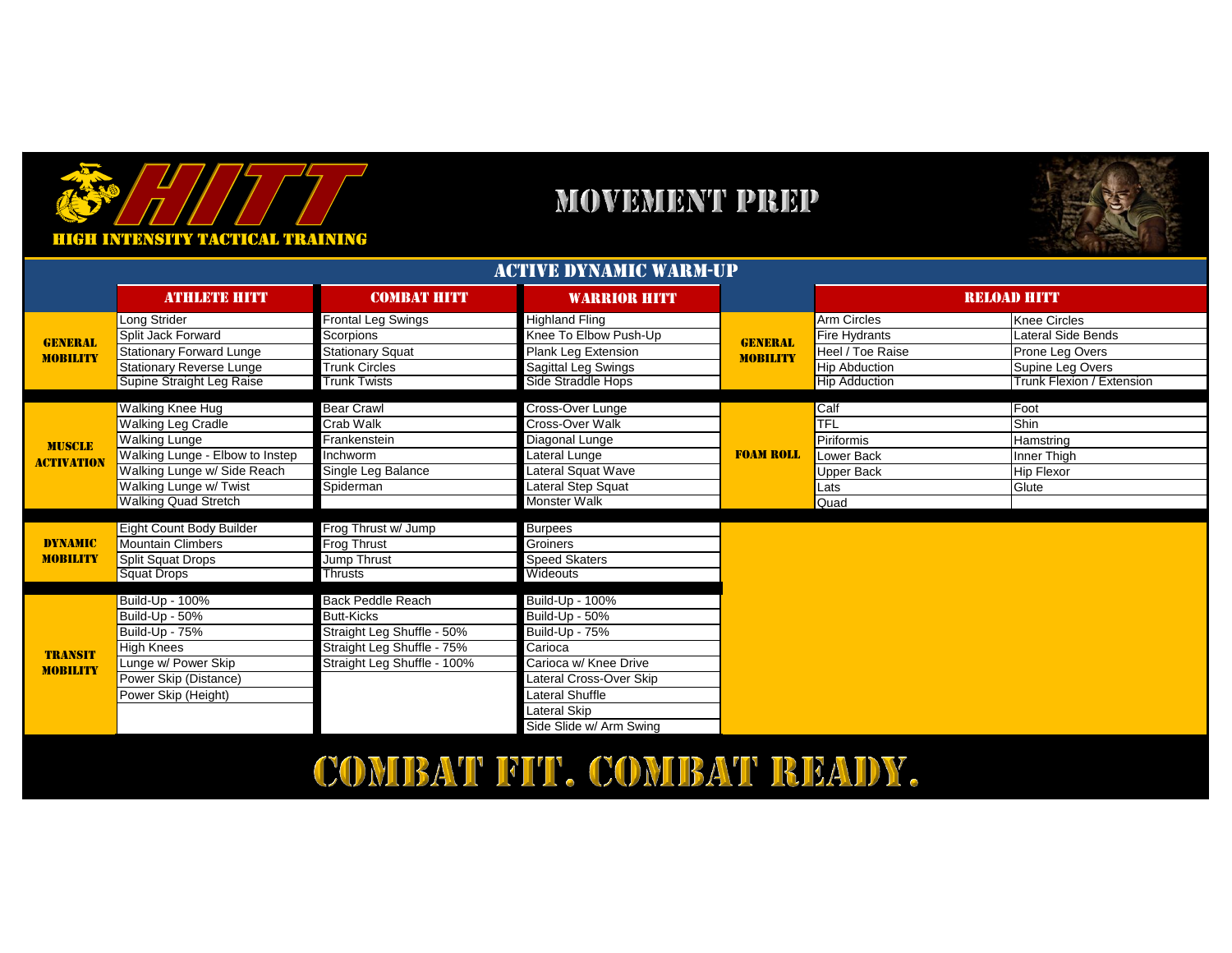# HITT

**HIGH INTENSITY TACTICAL TRAINING**

## MOVEMENT PREP

### ACTIVE DYNAMIC WARM-UP

| | ATHLETE HITT | COMBAT HITT | WARRIOR HITT |
|---|---|---|---|
| **GENERAL MOBILITY** | Long Strider | Frontal Leg Swings | Highland Fling |
| | Split Jack Forward | Scorpions | Knee To Elbow Push-Up |
| | Stationary Forward Lunge | Stationary Squat | Plank Leg Extension |
| | Stationary Reverse Lunge | Trunk Circles | Sagittal Leg Swings |
| | Supine Straight Leg Raise | Trunk Twists | Side Straddle Hops |
| **MUSCLE ACTIVATION** | Walking Knee Hug | Bear Crawl | Cross-Over Lunge |
| | Walking Leg Cradle | Crab Walk | Cross-Over Walk |
| | Walking Lunge | Frankenstein | Diagonal Lunge |
| | Walking Lunge - Elbow to Instep | Inchworm | Lateral Lunge |
| | Walking Lunge w/ Side Reach | Single Leg Balance | Lateral Squat Wave |
| | Walking Lunge w/ Twist | Spiderman | Lateral Step Squat |
| | Walking Quad Stretch | | Monster Walk |
| **DYNAMIC MOBILITY** | Eight Count Body Builder | Frog Thrust w/ Jump | Burpees |
| | Mountain Climbers | Frog Thrust | Groiners |
| | Split Squat Drops | Jump Thrust | Speed Skaters |
| | Squat Drops | Thrusts | Wideouts |
| **TRANSIT MOBILITY** | Build-Up - 100% | Back Peddle Reach | Build-Up - 100% |
| | Build-Up - 50% | Butt-Kicks | Build-Up - 50% |
| | Build-Up - 75% | Straight Leg Shuffle - 50% | Build-Up - 75% |
| | High Knees | Straight Leg Shuffle - 75% | Carioca |
| | Lunge w/ Power Skip | Straight Leg Shuffle - 100% | Carioca w/ Knee Drive |
| | Power Skip (Distance) | | Lateral Cross-Over Skip |
| | Power Skip (Height) | | Lateral Shuffle |
| | | | Lateral Skip |
| | | | Side Slide w/ Arm Swing |

| | RELOAD HITT | |
|---|---|---|
| **GENERAL MOBILITY** | Arm Circles | Knee Circles |
| | Fire Hydrants | Lateral Side Bends |
| | Heel / Toe Raise | Prone Leg Overs |
| | Hip Abduction | Supine Leg Overs |
| | Hip Adduction | Trunk Flexion / Extension |
| **FOAM ROLL** | Calf | Foot |
| | TFL | Shin |
| | Piriformis | Hamstring |
| | Lower Back | Inner Thigh |
| | Upper Back | Hip Flexor |
| | Lats | Glute |
| | Quad | |

## COMBAT FIT. COMBAT READY.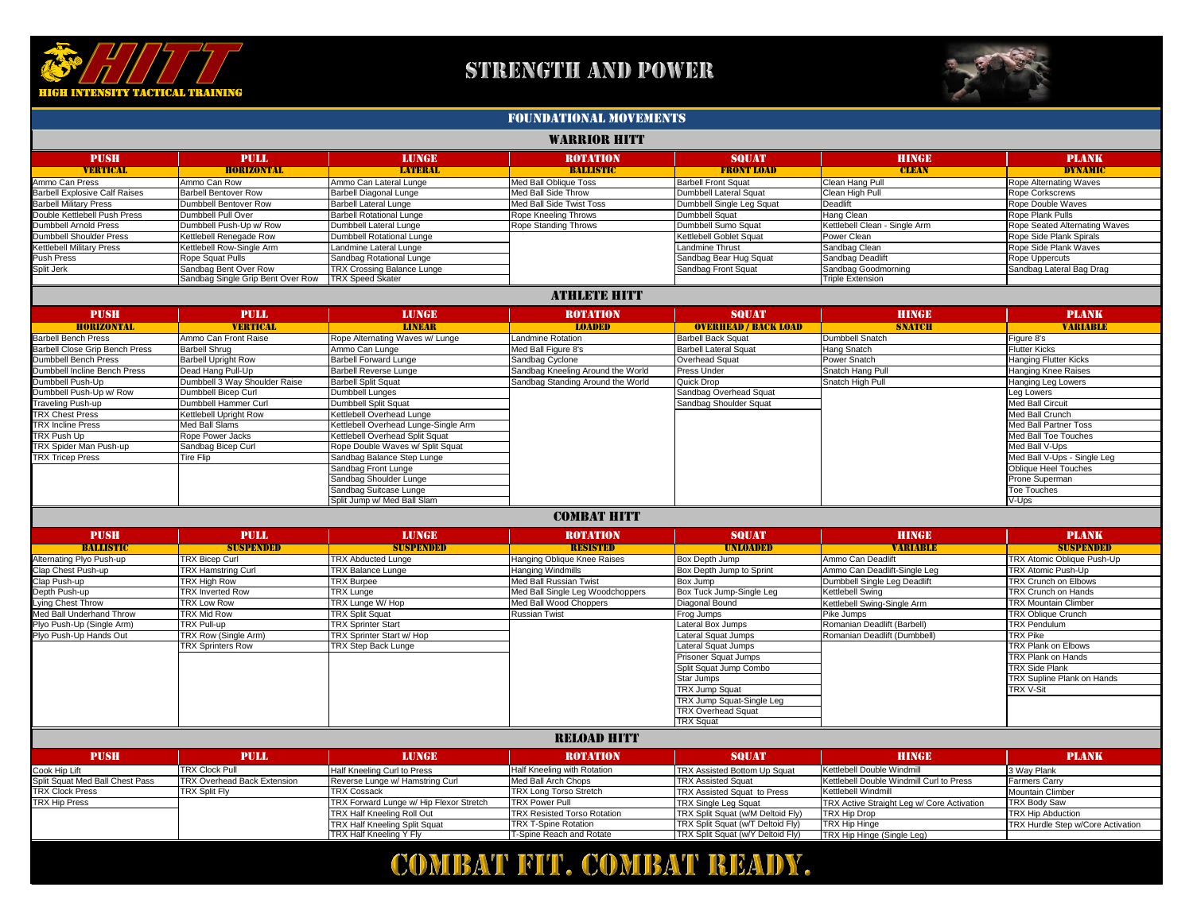# HIGH INTENSITY TACTICAL TRAINING

## STRENGTH AND POWER

### FOUNDATIONAL MOVEMENTS

#### WARRIOR HITT

| PUSH | PULL | LUNGE | ROTATION | SQUAT | HINGE | PLANK |
|---|---|---|---|---|---|---|
| VERTICAL | HORIZONTAL | LATERAL | BALLISTIC | FRONT LOAD | CLEAN | DYNAMIC |
| Ammo Can Press | Ammo Can Row | Ammo Can Lateral Lunge | Med Ball Oblique Toss | Barbell Front Squat | Clean Hang Pull | Rope Alternating Waves |
| Barbell Explosive Calf Raises | Barbell Bentover Row | Barbell Diagonal Lunge | Med Ball Side Throw | Dumbbell Lateral Squat | Clean High Pull | Rope Corkscrews |
| Barbell Military Press | Dumbbell Bentover Row | Barbell Lateral Lunge | Med Ball Side Twist Toss | Dumbbell Single Leg Squat | Deadlift | Rope Double Waves |
| Double Kettlebell Push Press | Dumbbell Pull Over | Barbell Rotational Lunge | Rope Kneeling Throws | Dumbbell Squat | Hang Clean | Rope Plank Pulls |
| Dumbbell Arnold Press | Dumbbell Push-Up w/ Row | Dumbbell Lateral Lunge | Rope Standing Throws | Dumbbell Sumo Squat | Kettlebell Clean - Single Arm | Rope Seated Alternating Waves |
| Dumbbell Shoulder Press | Kettlebell Renegade Row | Dumbbell Rotational Lunge | | Kettlebell Goblet Squat | Power Clean | Rope Side Plank Spirals |
| Kettlebell Military Press | Kettlebell Row-Single Arm | Landmine Lateral Lunge | | Landmine Thrust | Sandbag Clean | Rope Side Plank Waves |
| Push Press | Rope Squat Pulls | Sandbag Rotational Lunge | | Sandbag Bear Hug Squat | Sandbag Deadlift | Rope Uppercuts |
| Split Jerk | Sandbag Bent Over Row | TRX Crossing Balance Lunge | | Sandbag Front Squat | Sandbag Goodmorning | Sandbag Lateral Bag Drag |
| | Sandbag Single Grip Bent Over Row | TRX Speed Skater | | | Triple Extension | |

#### ATHLETE HITT

| PUSH | PULL | LUNGE | ROTATION | SQUAT | HINGE | PLANK |
|---|---|---|---|---|---|---|
| HORIZONTAL | VERTICAL | LINEAR | LOADED | OVERHEAD / BACK LOAD | SNATCH | VARIABLE |
| Barbell Bench Press | Ammo Can Front Raise | Rope Alternating Waves w/ Lunge | Landmine Rotation | Barbell Back Squat | Dumbbell Snatch | Figure 8's |
| Barbell Close Grip Bench Press | Barbell Shrug | Ammo Can Lunge | Med Ball Figure 8's | Barbell Lateral Squat | Hang Snatch | Flutter Kicks |
| Dumbbell Bench Press | Barbell Upright Row | Barbell Forward Lunge | Sandbag Cyclone | Overhead Squat | Power Snatch | Hanging Flutter Kicks |
| Dumbbell Incline Bench Press | Dead Hang Pull-Up | Barbell Reverse Lunge | Sandbag Kneeling Around the World | Press Under | Snatch Hang Pull | Hanging Knee Raises |
| Dumbbell Push-Up | Dumbbell 3 Way Shoulder Raise | Barbell Split Squat | Sandbag Standing Around the World | Quick Drop | Snatch High Pull | Hanging Leg Lowers |
| Dumbbell Push-Up w/ Row | Dumbbell Bicep Curl | Dumbbell Lunges | | Sandbag Overhead Squat | | Leg Lowers |
| Traveling Push-up | Dumbbell Hammer Curl | Dumbbell Split Squat | | Sandbag Shoulder Squat | | Med Ball Circuit |
| TRX Chest Press | Kettlebell Upright Row | Kettlebell Overhead Lunge | | | | Med Ball Crunch |
| TRX Incline Press | Med Ball Slams | Kettlebell Overhead Lunge-Single Arm | | | | Med Ball Partner Toss |
| TRX Push Up | Rope Power Jacks | Kettlebell Overhead Split Squat | | | | Med Ball Toe Touches |
| TRX Spider Man Push-up | Sandbag Bicep Curl | Rope Double Waves w/ Split Squat | | | | Med Ball V-Ups |
| TRX Tricep Press | Tire Flip | Sandbag Balance Step Lunge | | | | Med Ball V-Ups - Single Leg |
| | | Sandbag Front Lunge | | | | Oblique Heel Touches |
| | | Sandbag Shoulder Lunge | | | | Prone Superman |
| | | Sandbag Suitcase Lunge | | | | Toe Touches |
| | | Split Jump w/ Med Ball Slam | | | | V-Ups |

#### COMBAT HITT

| PUSH | PULL | LUNGE | ROTATION | SQUAT | HINGE | PLANK |
|---|---|---|---|---|---|---|
| BALLISTIC | SUSPENDED | SUSPENDED | RESISTED | UNLOADED | VARIABLE | SUSPENDED |
| Alternating Plyo Push-up | TRX Bicep Curl | TRX Abducted Lunge | Hanging Oblique Knee Raises | Box Depth Jump | Ammo Can Deadlift | TRX Atomic Oblique Push-Up |
| Clap Chest Push-up | TRX Hamstring Curl | TRX Balance Lunge | Hanging Windmills | Box Depth Jump to Sprint | Ammo Can Deadlift-Single Leg | TRX Atomic Push-Up |
| Clap Push-up | TRX High Row | TRX Burpee | Med Ball Russian Twist | Box Jump | Dumbbell Single Leg Deadlift | TRX Crunch on Elbows |
| Depth Push-up | TRX Inverted Row | TRX Lunge | Med Ball Single Leg Woodchoppers | Box Tuck Jump-Single Leg | Kettlebell Swing | TRX Crunch on Hands |
| Lying Chest Throw | TRX Low Row | TRX Lunge W/ Hop | Med Ball Wood Choppers | Diagonal Bound | Kettlebell Swing-Single Arm | TRX Mountain Climber |
| Med Ball Underhand Throw | TRX Mid Row | TRX Split Squat | Russian Twist | Frog Jumps | Pike Jumps | TRX Oblique Crunch |
| Plyo Push-Up (Single Arm) | TRX Pull-up | TRX Sprinter Start | | Lateral Box Jumps | Romanian Deadlift (Barbell) | TRX Pendulum |
| Plyo Push-Up Hands Out | TRX Row (Single Arm) | TRX Sprinter Start w/ Hop | | Lateral Squat Jumps | Romanian Deadlift (Dumbbell) | TRX Pike |
| | TRX Sprinters Row | TRX Step Back Lunge | | Lateral Squat Jumps | | TRX Plank on Elbows |
| | | | | Prisoner Squat Jumps | | TRX Plank on Hands |
| | | | | Split Squat Jump Combo | | TRX Side Plank |
| | | | | Star Jumps | | TRX Supline Plank on Hands |
| | | | | TRX Jump Squat | | TRX V-Sit |
| | | | | TRX Jump Squat-Single Leg | | |
| | | | | TRX Overhead Squat | | |
| | | | | TRX Squat | | |

#### RELOAD HITT

| PUSH | PULL | LUNGE | ROTATION | SQUAT | HINGE | PLANK |
|---|---|---|---|---|---|---|
| Cook Hip Lift | TRX Clock Pull | Half Kneeling Curl to Press | Half Kneeling with Rotation | TRX Assisted Bottom Up Squat | Kettlebell Double Windmill | 3 Way Plank |
| Split Squat Med Ball Chest Pass | TRX Overhead Back Extension | Reverse Lunge w/ Hamstring Curl | Med Ball Arch Chops | TRX Assisted Squat | Kettlebell Double Windmill Curl to Press | Farmers Carry |
| TRX Clock Press | TRX Split Fly | TRX Cossack | TRX Long Torso Stretch | TRX Assisted Squat to Press | Kettlebell Windmill | Mountain Climber |
| TRX Hip Press | | TRX Forward Lunge w/ Hip Flexor Stretch | TRX Power Pull | TRX Single Leg Squat | TRX Active Straight Leg w/ Core Activation | TRX Body Saw |
| | | TRX Half Kneeling Roll Out | TRX Resisted Torso Rotation | TRX Split Squat (w/M Deltoid Fly) | TRX Hip Drop | TRX Hip Abduction |
| | | TRX Half Kneeling Split Squat | TRX T-Spine Rotation | TRX Split Squat (w/T Deltoid Fly) | TRX Hip Hinge | TRX Hurdle Step w/Core Activation |
| | | TRX Half Kneeling Y Fly | T-Spine Reach and Rotate | TRX Split Squat (w/Y Deltoid Fly) | TRX Hip Hinge (Single Leg) | |

COMBAT FIT. COMBAT READY.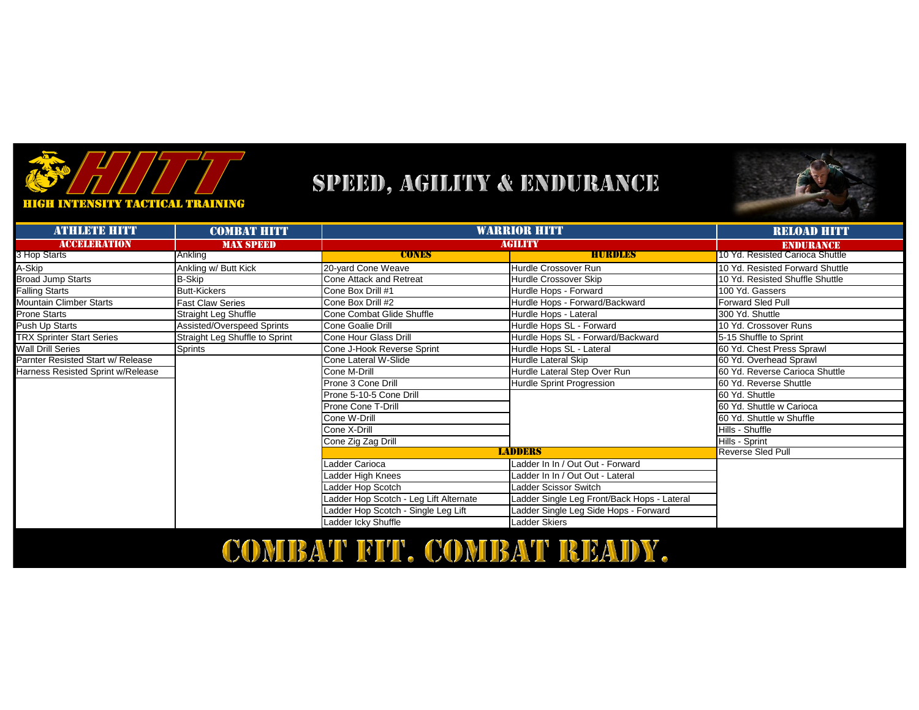# HIGH INTENSITY TACTICAL TRAINING

## SPEED, AGILITY & ENDURANCE

| ATHLETE HITT | COMBAT HITT | WARRIOR HITT | | RELOAD HITT |
|---|---|---|---|---|
| ACCELERATION | MAX SPEED | AGILITY | | ENDURANCE |
| 3 Hop Starts | Ankling | CONES | HURDLES | 10 Yd. Resisted Carioca Shuttle |
| A-Skip | Ankling w/ Butt Kick | 20-yard Cone Weave | Hurdle Crossover Run | 10 Yd. Resisted Forward Shuttle |
| Broad Jump Starts | B-Skip | Cone Attack and Retreat | Hurdle Crossover Skip | 10 Yd. Resisted Shuffle Shuttle |
| Falling Starts | Butt-Kickers | Cone Box Drill #1 | Hurdle Hops - Forward | 100 Yd. Gassers |
| Mountain Climber Starts | Fast Claw Series | Cone Box Drill #2 | Hurdle Hops - Forward/Backward | Forward Sled Pull |
| Prone Starts | Straight Leg Shuffle | Cone Combat Glide Shuffle | Hurdle Hops - Lateral | 300 Yd. Shuttle |
| Push Up Starts | Assisted/Overspeed Sprints | Cone Goalie Drill | Hurdle Hops SL - Forward | 10 Yd. Crossover Runs |
| TRX Sprinter Start Series | Straight Leg Shuffle to Sprint | Cone Hour Glass Drill | Hurdle Hops SL - Forward/Backward | 5-15 Shuffle to Sprint |
| Wall Drill Series | Sprints | Cone J-Hook Reverse Sprint | Hurdle Hops SL - Lateral | 60 Yd. Chest Press Sprawl |
| Parnter Resisted Start w/ Release | | Cone Lateral W-Slide | Hurdle Lateral Skip | 60 Yd. Overhead Sprawl |
| Harness Resisted Sprint w/Release | | Cone M-Drill | Hurdle Lateral Step Over Run | 60 Yd. Reverse Carioca Shuttle |
| | | Prone 3 Cone Drill | Hurdle Sprint Progression | 60 Yd. Reverse Shuttle |
| | | Prone 5-10-5 Cone Drill | | 60 Yd. Shuttle |
| | | Prone Cone T-Drill | | 60 Yd. Shuttle w Carioca |
| | | Cone W-Drill | | 60 Yd. Shuttle w Shuffle |
| | | Cone X-Drill | | Hills - Shuffle |
| | | Cone Zig Zag Drill | | Hills - Sprint |
| | | LADDERS | | Reverse Sled Pull |
| | | Ladder Carioca | Ladder In In / Out Out - Forward | |
| | | Ladder High Knees | Ladder In In / Out Out - Lateral | |
| | | Ladder Hop Scotch | Ladder Scissor Switch | |
| | | Ladder Hop Scotch - Leg Lift Alternate | Ladder Single Leg Front/Back Hops - Lateral | |
| | | Ladder Hop Scotch - Single Leg Lift | Ladder Single Leg Side Hops - Forward | |
| | | Ladder Icky Shuffle | Ladder Skiers | |

**COMBAT FIT. COMBAT READY.**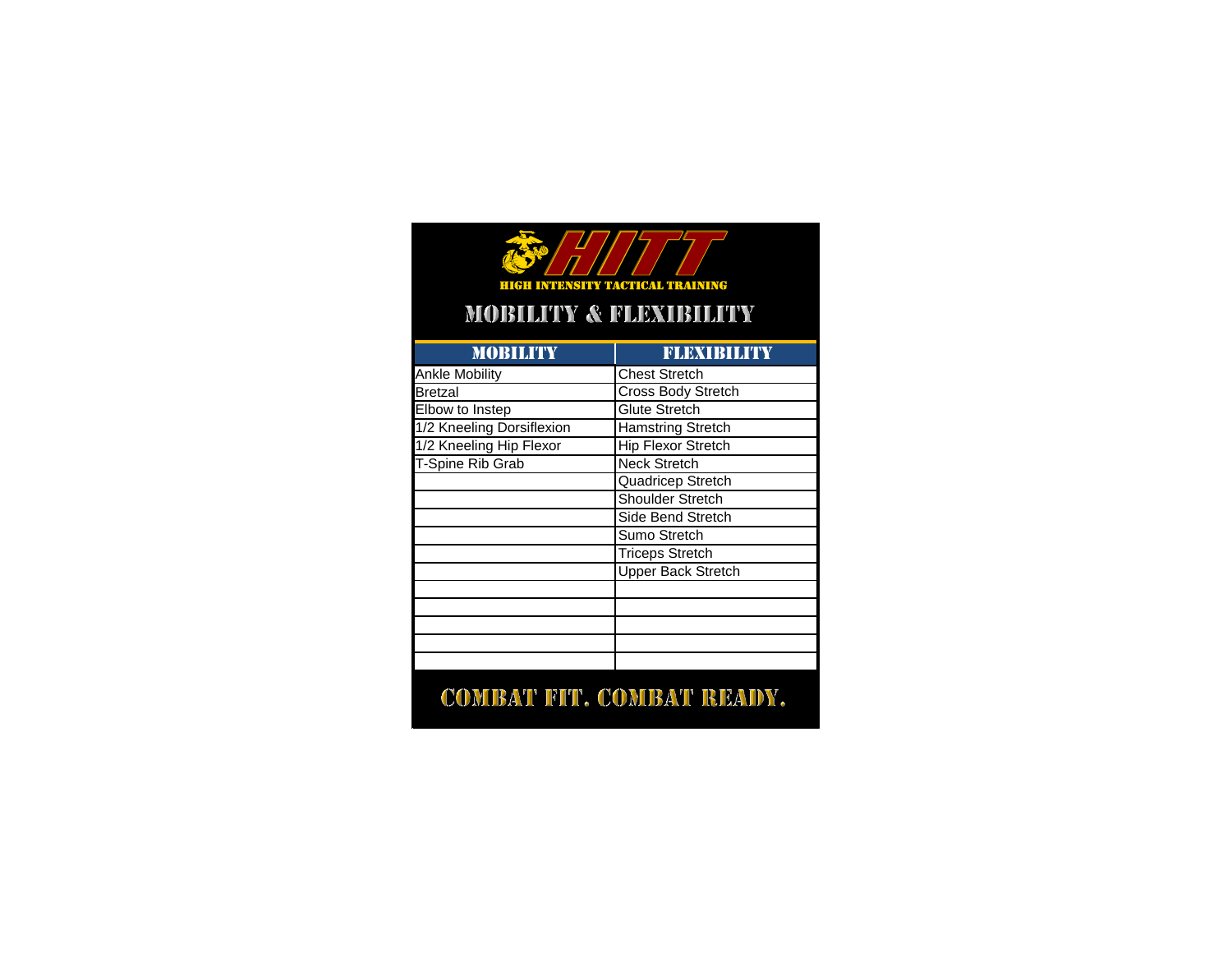# HITT

HIGH INTENSITY TACTICAL TRAINING

## MOBILITY & FLEXIBILITY

| MOBILITY | FLEXIBILITY |
|---|---|
| Ankle Mobility | Chest Stretch |
| Bretzal | Cross Body Stretch |
| Elbow to Instep | Glute Stretch |
| 1/2 Kneeling Dorsiflexion | Hamstring Stretch |
| 1/2 Kneeling Hip Flexor | Hip Flexor Stretch |
| T-Spine Rib Grab | Neck Stretch |
| | Quadricep Stretch |
| | Shoulder Stretch |
| | Side Bend Stretch |
| | Sumo Stretch |
| | Triceps Stretch |
| | Upper Back Stretch |

COMBAT FIT. COMBAT READY.